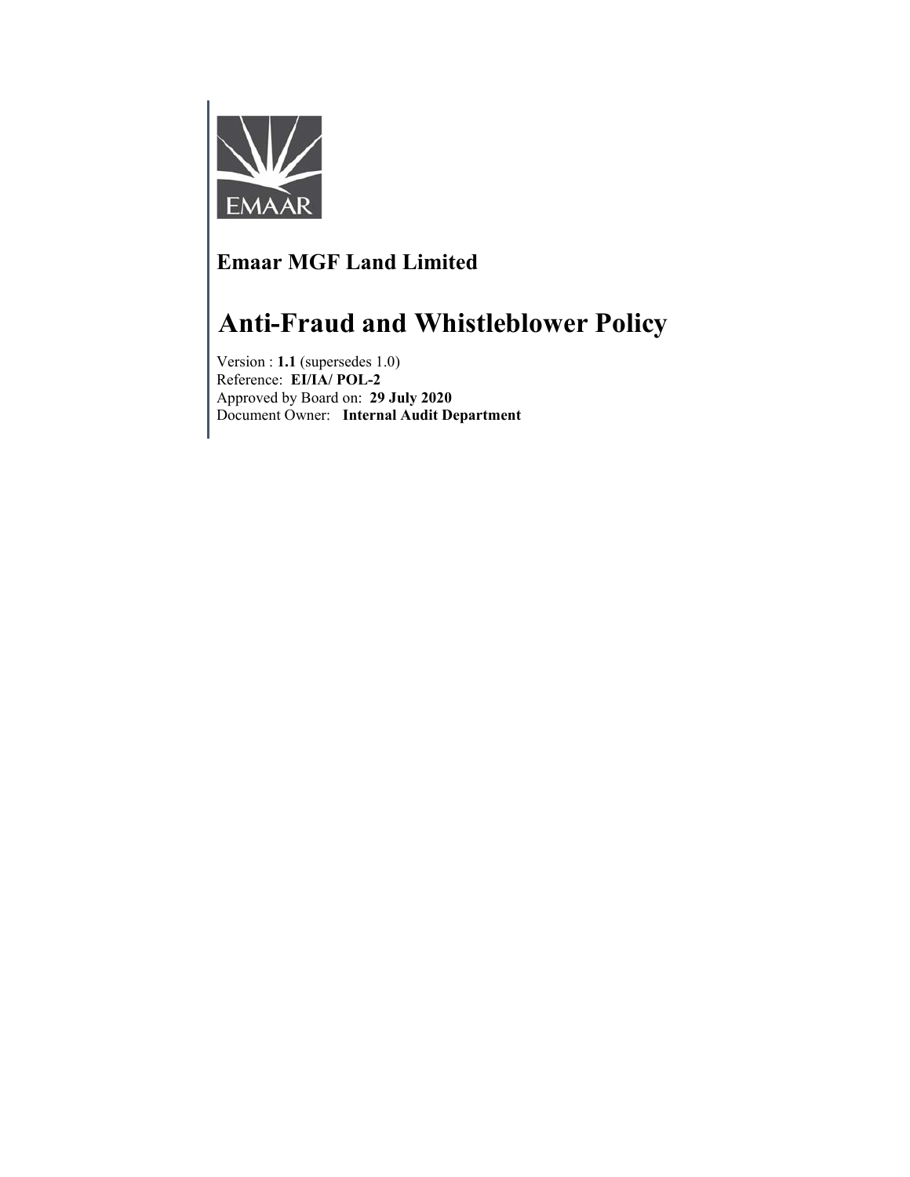EMAAR

**Emaar MGF Land Limited**

# Anti-Fraud and Whistleblower Policy

Version : **1.1** (supersedes 1.0)
Reference: **EI/IA/ POL-2**
Approved by Board on: **29 July 2020**
Document Owner: **Internal Audit Department**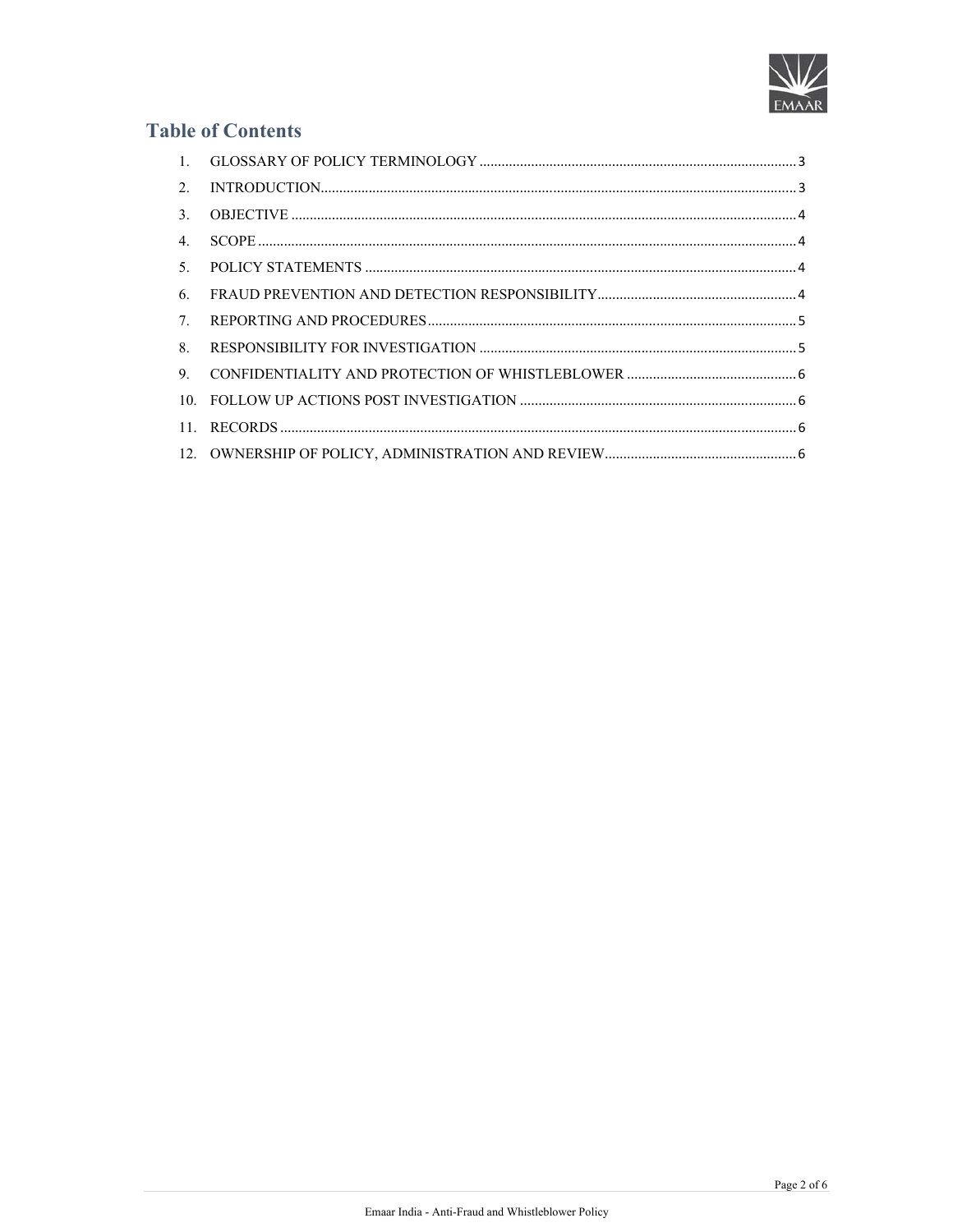## Table of Contents

1. GLOSSARY OF POLICY TERMINOLOGY ..... 3
2. INTRODUCTION ..... 3
3. OBJECTIVE ..... 4
4. SCOPE ..... 4
5. POLICY STATEMENTS ..... 4
6. FRAUD PREVENTION AND DETECTION RESPONSIBILITY ..... 4
7. REPORTING AND PROCEDURES ..... 5
8. RESPONSIBILITY FOR INVESTIGATION ..... 5
9. CONFIDENTIALITY AND PROTECTION OF WHISTLEBLOWER ..... 6
10. FOLLOW UP ACTIONS POST INVESTIGATION ..... 6
11. RECORDS ..... 6
12. OWNERSHIP OF POLICY, ADMINISTRATION AND REVIEW ..... 6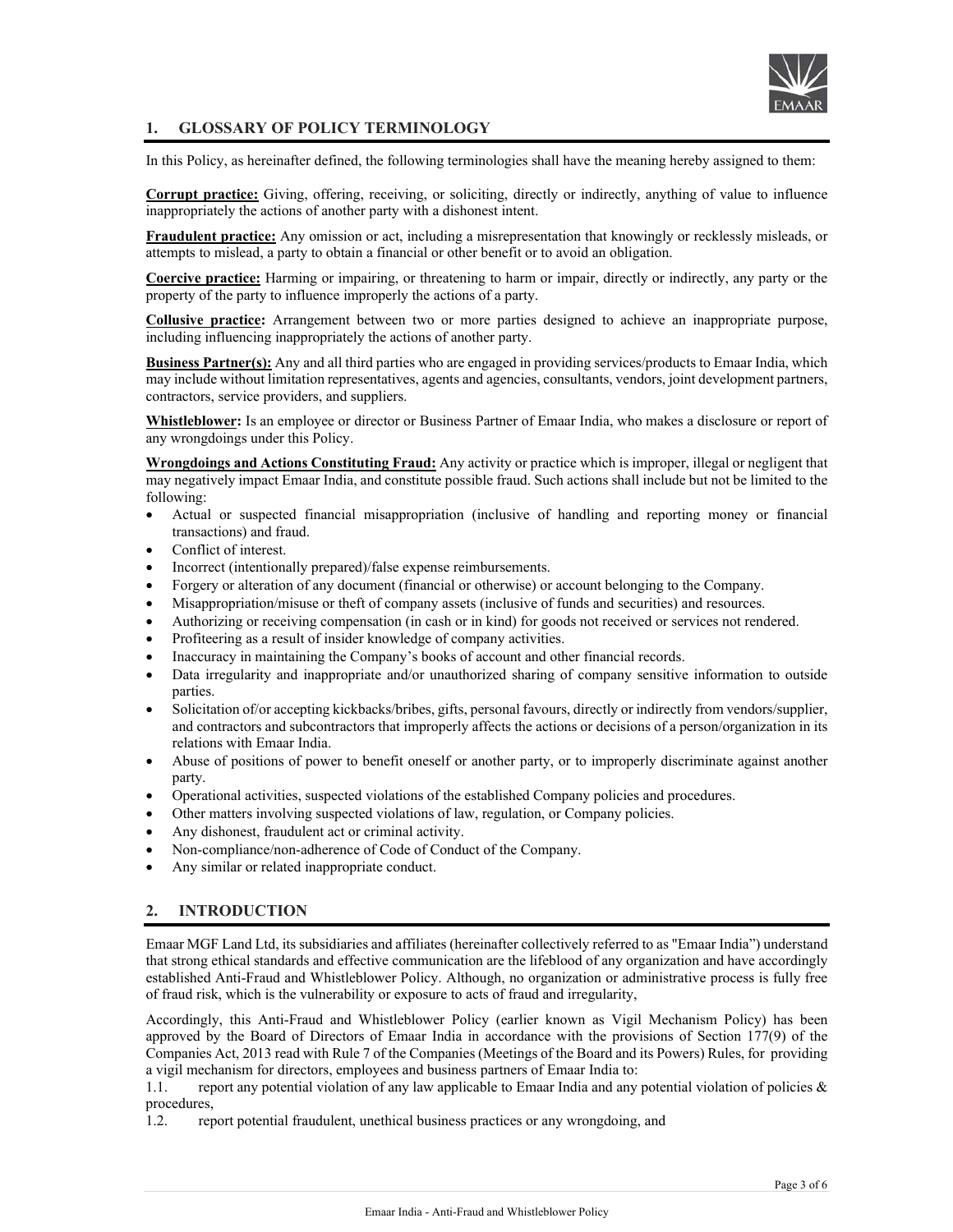## 1. GLOSSARY OF POLICY TERMINOLOGY

In this Policy, as hereinafter defined, the following terminologies shall have the meaning hereby assigned to them:

**Corrupt practice:** Giving, offering, receiving, or soliciting, directly or indirectly, anything of value to influence inappropriately the actions of another party with a dishonest intent.

**Fraudulent practice:** Any omission or act, including a misrepresentation that knowingly or recklessly misleads, or attempts to mislead, a party to obtain a financial or other benefit or to avoid an obligation.

**Coercive practice:** Harming or impairing, or threatening to harm or impair, directly or indirectly, any party or the property of the party to influence improperly the actions of a party.

**Collusive practice:** Arrangement between two or more parties designed to achieve an inappropriate purpose, including influencing inappropriately the actions of another party.

**Business Partner(s):** Any and all third parties who are engaged in providing services/products to Emaar India, which may include without limitation representatives, agents and agencies, consultants, vendors, joint development partners, contractors, service providers, and suppliers.

**Whistleblower:** Is an employee or director or Business Partner of Emaar India, who makes a disclosure or report of any wrongdoings under this Policy.

**Wrongdoings and Actions Constituting Fraud:** Any activity or practice which is improper, illegal or negligent that may negatively impact Emaar India, and constitute possible fraud. Such actions shall include but not be limited to the following:

- Actual or suspected financial misappropriation (inclusive of handling and reporting money or financial transactions) and fraud.
- Conflict of interest.
- Incorrect (intentionally prepared)/false expense reimbursements.
- Forgery or alteration of any document (financial or otherwise) or account belonging to the Company.
- Misappropriation/misuse or theft of company assets (inclusive of funds and securities) and resources.
- Authorizing or receiving compensation (in cash or in kind) for goods not received or services not rendered.
- Profiteering as a result of insider knowledge of company activities.
- Inaccuracy in maintaining the Company's books of account and other financial records.
- Data irregularity and inappropriate and/or unauthorized sharing of company sensitive information to outside parties.
- Solicitation of/or accepting kickbacks/bribes, gifts, personal favours, directly or indirectly from vendors/supplier, and contractors and subcontractors that improperly affects the actions or decisions of a person/organization in its relations with Emaar India.
- Abuse of positions of power to benefit oneself or another party, or to improperly discriminate against another party.
- Operational activities, suspected violations of the established Company policies and procedures.
- Other matters involving suspected violations of law, regulation, or Company policies.
- Any dishonest, fraudulent act or criminal activity.
- Non-compliance/non-adherence of Code of Conduct of the Company.
- Any similar or related inappropriate conduct.

## 2. INTRODUCTION

Emaar MGF Land Ltd, its subsidiaries and affiliates (hereinafter collectively referred to as "Emaar India") understand that strong ethical standards and effective communication are the lifeblood of any organization and have accordingly established Anti-Fraud and Whistleblower Policy. Although, no organization or administrative process is fully free of fraud risk, which is the vulnerability or exposure to acts of fraud and irregularity,

Accordingly, this Anti-Fraud and Whistleblower Policy (earlier known as Vigil Mechanism Policy) has been approved by the Board of Directors of Emaar India in accordance with the provisions of Section 177(9) of the Companies Act, 2013 read with Rule 7 of the Companies (Meetings of the Board and its Powers) Rules, for providing a vigil mechanism for directors, employees and business partners of Emaar India to:

1.1. report any potential violation of any law applicable to Emaar India and any potential violation of policies & procedures,

1.2. report potential fraudulent, unethical business practices or any wrongdoing, and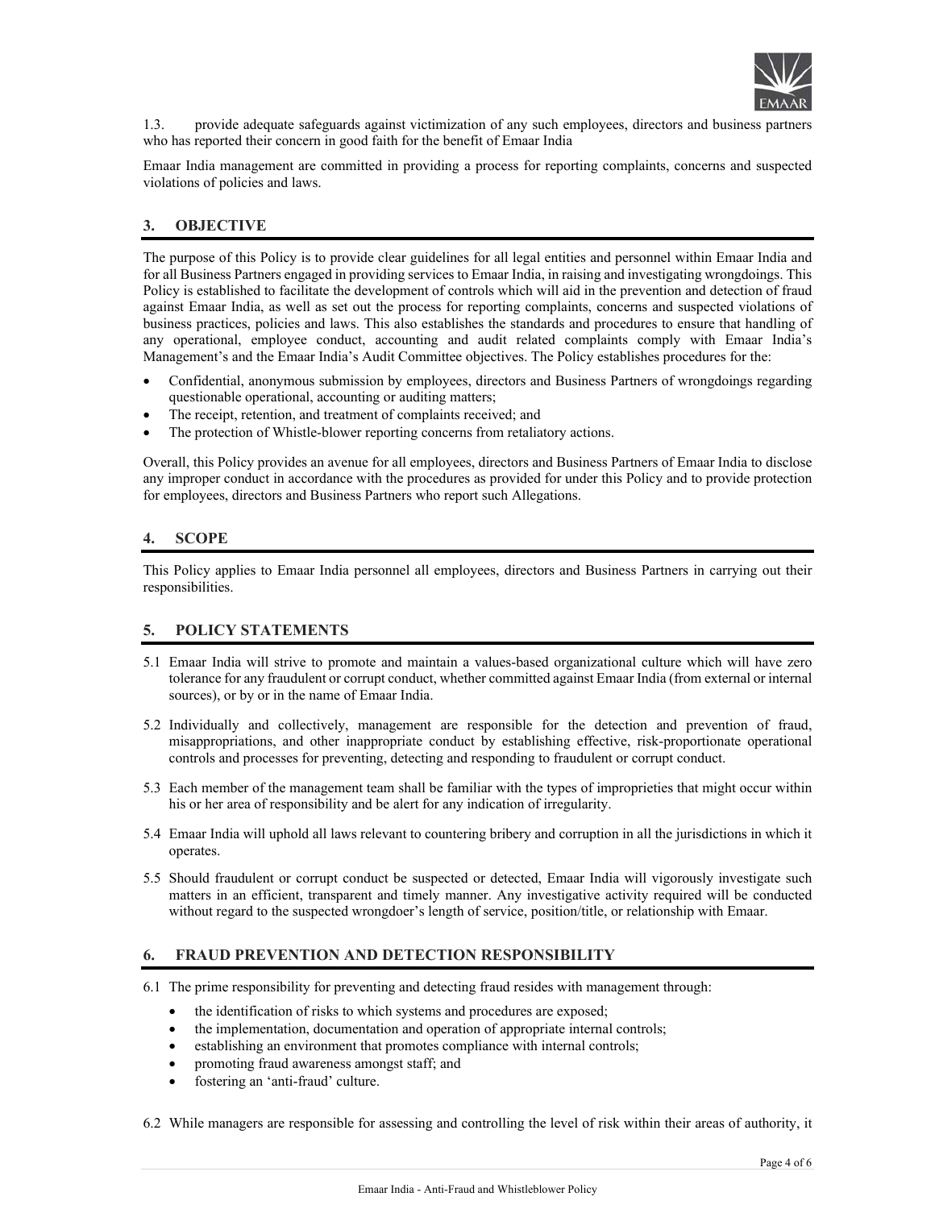1.3. provide adequate safeguards against victimization of any such employees, directors and business partners who has reported their concern in good faith for the benefit of Emaar India

Emaar India management are committed in providing a process for reporting complaints, concerns and suspected violations of policies and laws.

## 3. OBJECTIVE

The purpose of this Policy is to provide clear guidelines for all legal entities and personnel within Emaar India and for all Business Partners engaged in providing services to Emaar India, in raising and investigating wrongdoings. This Policy is established to facilitate the development of controls which will aid in the prevention and detection of fraud against Emaar India, as well as set out the process for reporting complaints, concerns and suspected violations of business practices, policies and laws. This also establishes the standards and procedures to ensure that handling of any operational, employee conduct, accounting and audit related complaints comply with Emaar India's Management's and the Emaar India's Audit Committee objectives. The Policy establishes procedures for the:

- Confidential, anonymous submission by employees, directors and Business Partners of wrongdoings regarding questionable operational, accounting or auditing matters;
- The receipt, retention, and treatment of complaints received; and
- The protection of Whistle-blower reporting concerns from retaliatory actions.

Overall, this Policy provides an avenue for all employees, directors and Business Partners of Emaar India to disclose any improper conduct in accordance with the procedures as provided for under this Policy and to provide protection for employees, directors and Business Partners who report such Allegations.

## 4. SCOPE

This Policy applies to Emaar India personnel all employees, directors and Business Partners in carrying out their responsibilities.

## 5. POLICY STATEMENTS

5.1 Emaar India will strive to promote and maintain a values-based organizational culture which will have zero tolerance for any fraudulent or corrupt conduct, whether committed against Emaar India (from external or internal sources), or by or in the name of Emaar India.

5.2 Individually and collectively, management are responsible for the detection and prevention of fraud, misappropriations, and other inappropriate conduct by establishing effective, risk-proportionate operational controls and processes for preventing, detecting and responding to fraudulent or corrupt conduct.

5.3 Each member of the management team shall be familiar with the types of improprieties that might occur within his or her area of responsibility and be alert for any indication of irregularity.

5.4 Emaar India will uphold all laws relevant to countering bribery and corruption in all the jurisdictions in which it operates.

5.5 Should fraudulent or corrupt conduct be suspected or detected, Emaar India will vigorously investigate such matters in an efficient, transparent and timely manner. Any investigative activity required will be conducted without regard to the suspected wrongdoer's length of service, position/title, or relationship with Emaar.

## 6. FRAUD PREVENTION AND DETECTION RESPONSIBILITY

6.1 The prime responsibility for preventing and detecting fraud resides with management through:

- the identification of risks to which systems and procedures are exposed;
- the implementation, documentation and operation of appropriate internal controls;
- establishing an environment that promotes compliance with internal controls;
- promoting fraud awareness amongst staff; and
- fostering an 'anti-fraud' culture.

6.2 While managers are responsible for assessing and controlling the level of risk within their areas of authority, it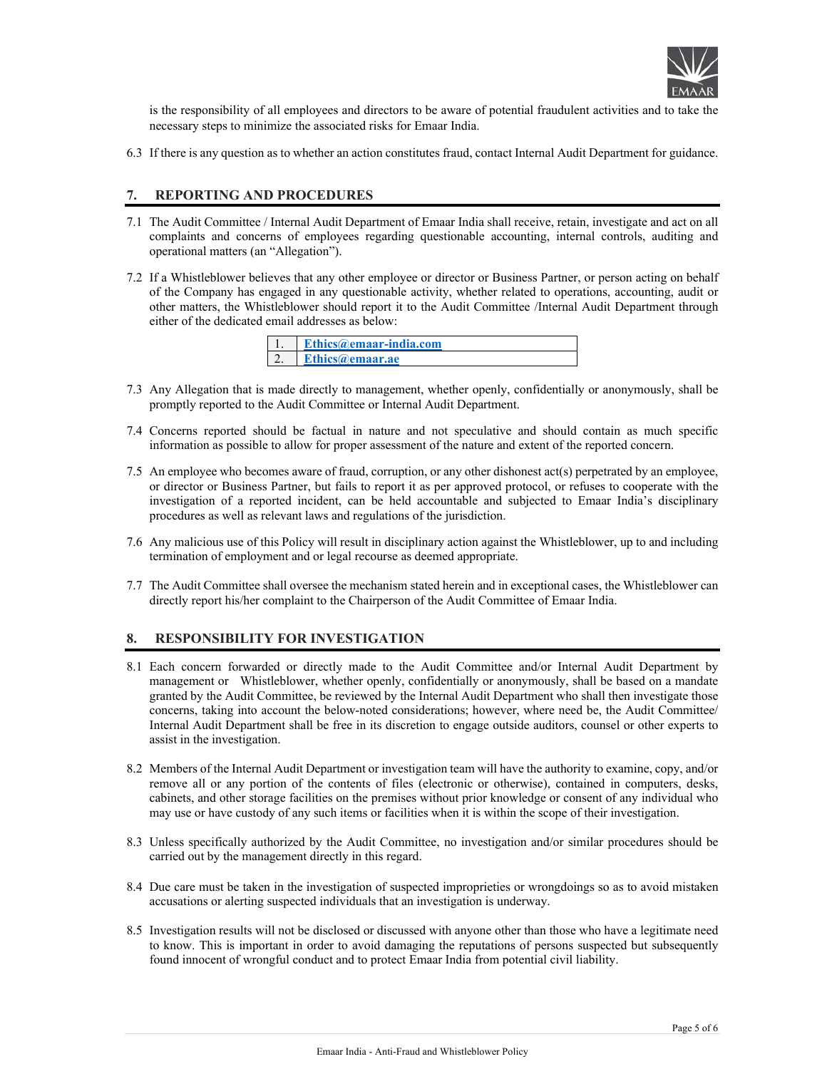is the responsibility of all employees and directors to be aware of potential fraudulent activities and to take the necessary steps to minimize the associated risks for Emaar India.

6.3 If there is any question as to whether an action constitutes fraud, contact Internal Audit Department for guidance.

## 7. REPORTING AND PROCEDURES

7.1 The Audit Committee / Internal Audit Department of Emaar India shall receive, retain, investigate and act on all complaints and concerns of employees regarding questionable accounting, internal controls, auditing and operational matters (an "Allegation").

7.2 If a Whistleblower believes that any other employee or director or Business Partner, or person acting on behalf of the Company has engaged in any questionable activity, whether related to operations, accounting, audit or other matters, the Whistleblower should report it to the Audit Committee /Internal Audit Department through either of the dedicated email addresses as below:

| | |
|---|---|
| 1. | **Ethics@emaar-india.com** |
| 2. | **Ethics@emaar.ae** |

7.3 Any Allegation that is made directly to management, whether openly, confidentially or anonymously, shall be promptly reported to the Audit Committee or Internal Audit Department.

7.4 Concerns reported should be factual in nature and not speculative and should contain as much specific information as possible to allow for proper assessment of the nature and extent of the reported concern.

7.5 An employee who becomes aware of fraud, corruption, or any other dishonest act(s) perpetrated by an employee, or director or Business Partner, but fails to report it as per approved protocol, or refuses to cooperate with the investigation of a reported incident, can be held accountable and subjected to Emaar India's disciplinary procedures as well as relevant laws and regulations of the jurisdiction.

7.6 Any malicious use of this Policy will result in disciplinary action against the Whistleblower, up to and including termination of employment and or legal recourse as deemed appropriate.

7.7 The Audit Committee shall oversee the mechanism stated herein and in exceptional cases, the Whistleblower can directly report his/her complaint to the Chairperson of the Audit Committee of Emaar India.

## 8. RESPONSIBILITY FOR INVESTIGATION

8.1 Each concern forwarded or directly made to the Audit Committee and/or Internal Audit Department by management or Whistleblower, whether openly, confidentially or anonymously, shall be based on a mandate granted by the Audit Committee, be reviewed by the Internal Audit Department who shall then investigate those concerns, taking into account the below-noted considerations; however, where need be, the Audit Committee/ Internal Audit Department shall be free in its discretion to engage outside auditors, counsel or other experts to assist in the investigation.

8.2 Members of the Internal Audit Department or investigation team will have the authority to examine, copy, and/or remove all or any portion of the contents of files (electronic or otherwise), contained in computers, desks, cabinets, and other storage facilities on the premises without prior knowledge or consent of any individual who may use or have custody of any such items or facilities when it is within the scope of their investigation.

8.3 Unless specifically authorized by the Audit Committee, no investigation and/or similar procedures should be carried out by the management directly in this regard.

8.4 Due care must be taken in the investigation of suspected improprieties or wrongdoings so as to avoid mistaken accusations or alerting suspected individuals that an investigation is underway.

8.5 Investigation results will not be disclosed or discussed with anyone other than those who have a legitimate need to know. This is important in order to avoid damaging the reputations of persons suspected but subsequently found innocent of wrongful conduct and to protect Emaar India from potential civil liability.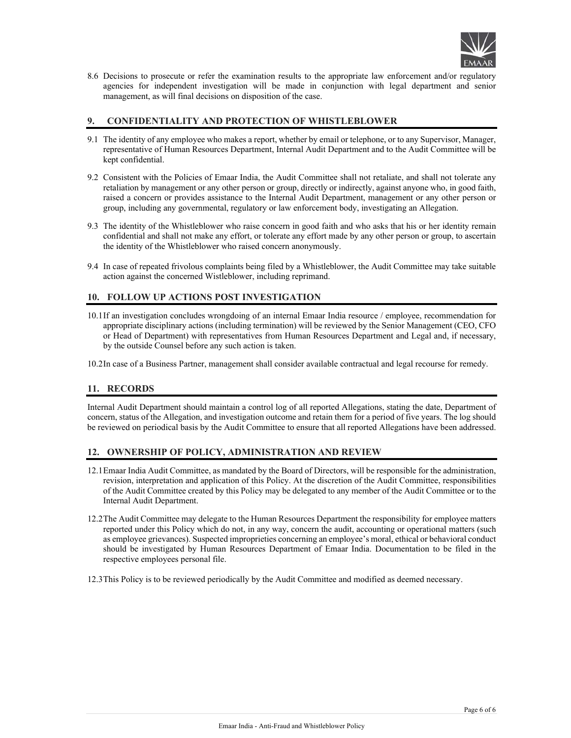8.6 Decisions to prosecute or refer the examination results to the appropriate law enforcement and/or regulatory agencies for independent investigation will be made in conjunction with legal department and senior management, as will final decisions on disposition of the case.

## 9. CONFIDENTIALITY AND PROTECTION OF WHISTLEBLOWER

9.1 The identity of any employee who makes a report, whether by email or telephone, or to any Supervisor, Manager, representative of Human Resources Department, Internal Audit Department and to the Audit Committee will be kept confidential.

9.2 Consistent with the Policies of Emaar India, the Audit Committee shall not retaliate, and shall not tolerate any retaliation by management or any other person or group, directly or indirectly, against anyone who, in good faith, raised a concern or provides assistance to the Internal Audit Department, management or any other person or group, including any governmental, regulatory or law enforcement body, investigating an Allegation.

9.3 The identity of the Whistleblower who raise concern in good faith and who asks that his or her identity remain confidential and shall not make any effort, or tolerate any effort made by any other person or group, to ascertain the identity of the Whistleblower who raised concern anonymously.

9.4 In case of repeated frivolous complaints being filed by a Whistleblower, the Audit Committee may take suitable action against the concerned Wistleblower, including reprimand.

## 10. FOLLOW UP ACTIONS POST INVESTIGATION

10.1 If an investigation concludes wrongdoing of an internal Emaar India resource / employee, recommendation for appropriate disciplinary actions (including termination) will be reviewed by the Senior Management (CEO, CFO or Head of Department) with representatives from Human Resources Department and Legal and, if necessary, by the outside Counsel before any such action is taken.

10.2 In case of a Business Partner, management shall consider available contractual and legal recourse for remedy.

## 11. RECORDS

Internal Audit Department should maintain a control log of all reported Allegations, stating the date, Department of concern, status of the Allegation, and investigation outcome and retain them for a period of five years. The log should be reviewed on periodical basis by the Audit Committee to ensure that all reported Allegations have been addressed.

## 12. OWNERSHIP OF POLICY, ADMINISTRATION AND REVIEW

12.1 Emaar India Audit Committee, as mandated by the Board of Directors, will be responsible for the administration, revision, interpretation and application of this Policy. At the discretion of the Audit Committee, responsibilities of the Audit Committee created by this Policy may be delegated to any member of the Audit Committee or to the Internal Audit Department.

12.2 The Audit Committee may delegate to the Human Resources Department the responsibility for employee matters reported under this Policy which do not, in any way, concern the audit, accounting or operational matters (such as employee grievances). Suspected improprieties concerning an employee's moral, ethical or behavioral conduct should be investigated by Human Resources Department of Emaar India. Documentation to be filed in the respective employees personal file.

12.3 This Policy is to be reviewed periodically by the Audit Committee and modified as deemed necessary.